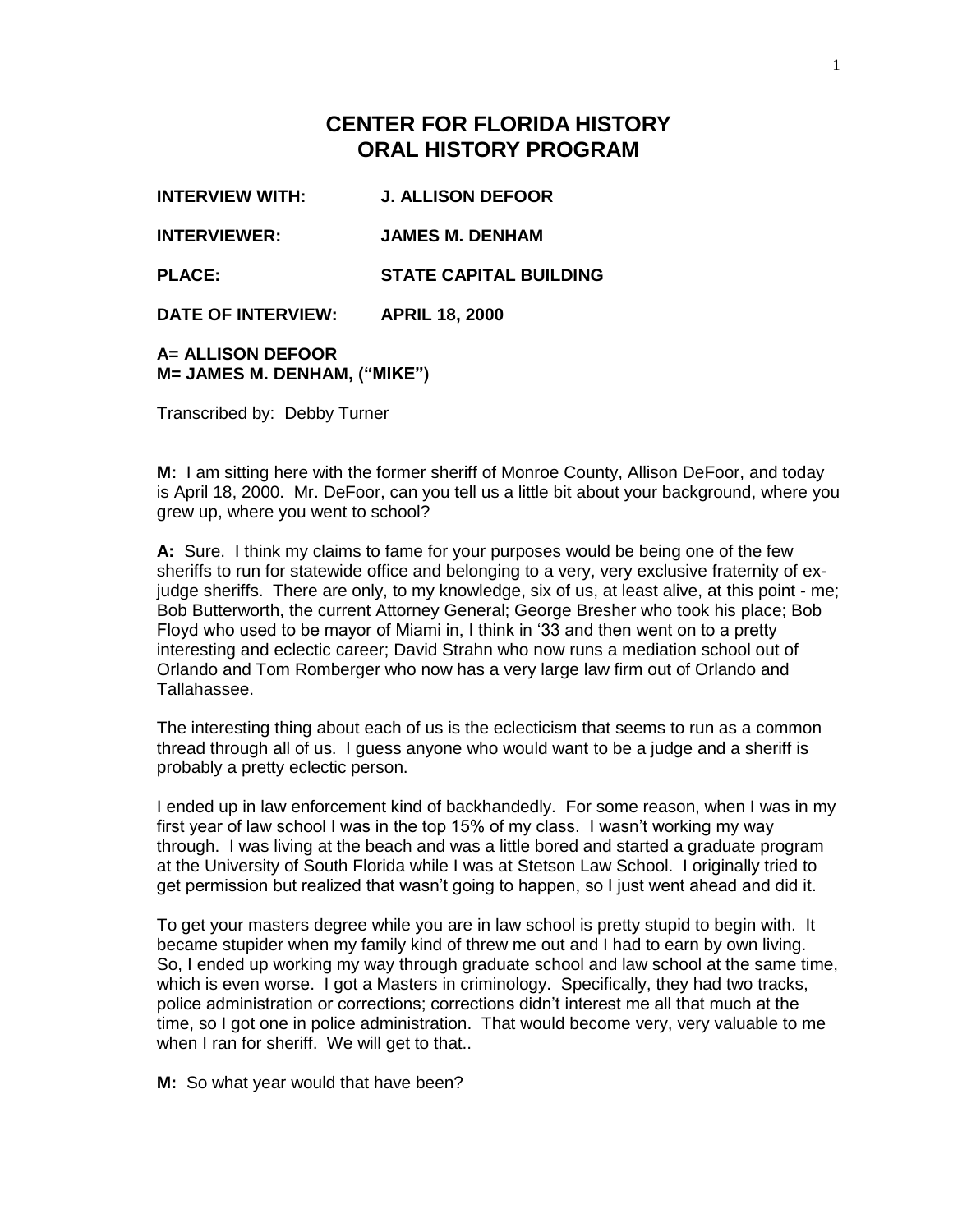# CENTER FOR FLORIDA HISTORY
# ORAL HISTORY PROGRAM

**INTERVIEW WITH:** **J. ALLISON DEFOOR**

**INTERVIEWER:** **JAMES M. DENHAM**

**PLACE:** **STATE CAPITAL BUILDING**

**DATE OF INTERVIEW:** **APRIL 18, 2000**

**A= ALLISON DEFOOR**
**M= JAMES M. DENHAM, ("MIKE")**

Transcribed by: Debby Turner

**M:** I am sitting here with the former sheriff of Monroe County, Allison DeFoor, and today is April 18, 2000. Mr. DeFoor, can you tell us a little bit about your background, where you grew up, where you went to school?

**A:** Sure. I think my claims to fame for your purposes would be being one of the few sheriffs to run for statewide office and belonging to a very, very exclusive fraternity of ex-judge sheriffs. There are only, to my knowledge, six of us, at least alive, at this point - me; Bob Butterworth, the current Attorney General; George Bresher who took his place; Bob Floyd who used to be mayor of Miami in, I think in '33 and then went on to a pretty interesting and eclectic career; David Strahn who now runs a mediation school out of Orlando and Tom Romberger who now has a very large law firm out of Orlando and Tallahassee.

The interesting thing about each of us is the eclecticism that seems to run as a common thread through all of us. I guess anyone who would want to be a judge and a sheriff is probably a pretty eclectic person.

I ended up in law enforcement kind of backhandedly. For some reason, when I was in my first year of law school I was in the top 15% of my class. I wasn't working my way through. I was living at the beach and was a little bored and started a graduate program at the University of South Florida while I was at Stetson Law School. I originally tried to get permission but realized that wasn't going to happen, so I just went ahead and did it.

To get your masters degree while you are in law school is pretty stupid to begin with. It became stupider when my family kind of threw me out and I had to earn by own living. So, I ended up working my way through graduate school and law school at the same time, which is even worse. I got a Masters in criminology. Specifically, they had two tracks, police administration or corrections; corrections didn't interest me all that much at the time, so I got one in police administration. That would become very, very valuable to me when I ran for sheriff. We will get to that..

**M:** So what year would that have been?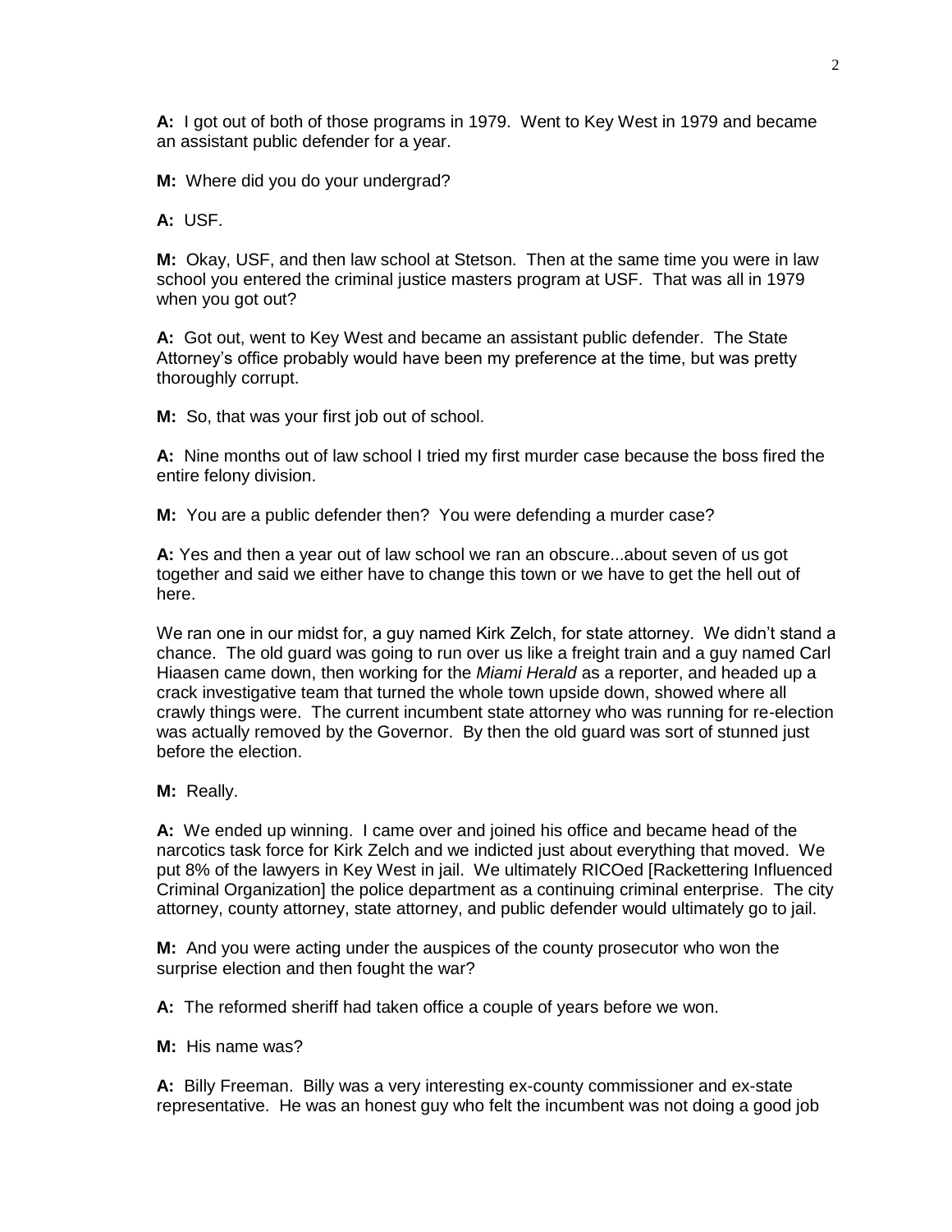**A:** I got out of both of those programs in 1979. Went to Key West in 1979 and became an assistant public defender for a year.

**M:** Where did you do your undergrad?

**A:** USF.

**M:** Okay, USF, and then law school at Stetson. Then at the same time you were in law school you entered the criminal justice masters program at USF. That was all in 1979 when you got out?

**A:** Got out, went to Key West and became an assistant public defender. The State Attorney's office probably would have been my preference at the time, but was pretty thoroughly corrupt.

**M:** So, that was your first job out of school.

**A:** Nine months out of law school I tried my first murder case because the boss fired the entire felony division.

**M:** You are a public defender then? You were defending a murder case?

**A:** Yes and then a year out of law school we ran an obscure...about seven of us got together and said we either have to change this town or we have to get the hell out of here.

We ran one in our midst for, a guy named Kirk Zelch, for state attorney. We didn't stand a chance. The old guard was going to run over us like a freight train and a guy named Carl Hiaasen came down, then working for the *Miami Herald* as a reporter, and headed up a crack investigative team that turned the whole town upside down, showed where all crawly things were. The current incumbent state attorney who was running for re-election was actually removed by the Governor. By then the old guard was sort of stunned just before the election.

**M:** Really.

**A:** We ended up winning. I came over and joined his office and became head of the narcotics task force for Kirk Zelch and we indicted just about everything that moved. We put 8% of the lawyers in Key West in jail. We ultimately RICOed [Rackettering Influenced Criminal Organization] the police department as a continuing criminal enterprise. The city attorney, county attorney, state attorney, and public defender would ultimately go to jail.

**M:** And you were acting under the auspices of the county prosecutor who won the surprise election and then fought the war?

**A:** The reformed sheriff had taken office a couple of years before we won.

**M:** His name was?

**A:** Billy Freeman. Billy was a very interesting ex-county commissioner and ex-state representative. He was an honest guy who felt the incumbent was not doing a good job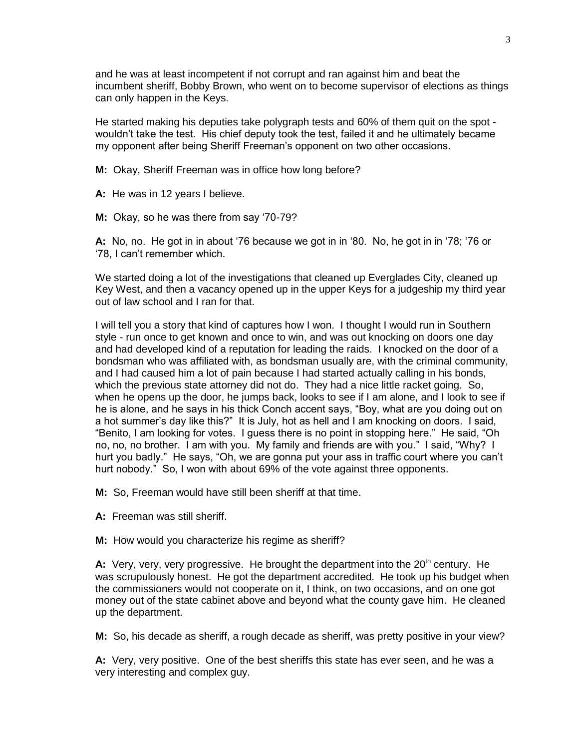and he was at least incompetent if not corrupt and ran against him and beat the incumbent sheriff, Bobby Brown, who went on to become supervisor of elections as things can only happen in the Keys.

He started making his deputies take polygraph tests and 60% of them quit on the spot - wouldn't take the test. His chief deputy took the test, failed it and he ultimately became my opponent after being Sheriff Freeman's opponent on two other occasions.

**M:** Okay, Sheriff Freeman was in office how long before?

**A:** He was in 12 years I believe.

**M:** Okay, so he was there from say '70-79?

**A:** No, no. He got in in about '76 because we got in in '80. No, he got in in '78; '76 or '78, I can't remember which.

We started doing a lot of the investigations that cleaned up Everglades City, cleaned up Key West, and then a vacancy opened up in the upper Keys for a judgeship my third year out of law school and I ran for that.

I will tell you a story that kind of captures how I won. I thought I would run in Southern style - run once to get known and once to win, and was out knocking on doors one day and had developed kind of a reputation for leading the raids. I knocked on the door of a bondsman who was affiliated with, as bondsman usually are, with the criminal community, and I had caused him a lot of pain because I had started actually calling in his bonds, which the previous state attorney did not do. They had a nice little racket going. So, when he opens up the door, he jumps back, looks to see if I am alone, and I look to see if he is alone, and he says in his thick Conch accent says, "Boy, what are you doing out on a hot summer's day like this?" It is July, hot as hell and I am knocking on doors. I said, "Benito, I am looking for votes. I guess there is no point in stopping here." He said, "Oh no, no, no brother. I am with you. My family and friends are with you." I said, "Why? I hurt you badly." He says, "Oh, we are gonna put your ass in traffic court where you can't hurt nobody." So, I won with about 69% of the vote against three opponents.

**M:** So, Freeman would have still been sheriff at that time.

**A:** Freeman was still sheriff.

**M:** How would you characterize his regime as sheriff?

**A:** Very, very, very progressive. He brought the department into the 20th century. He was scrupulously honest. He got the department accredited. He took up his budget when the commissioners would not cooperate on it, I think, on two occasions, and on one got money out of the state cabinet above and beyond what the county gave him. He cleaned up the department.

**M:** So, his decade as sheriff, a rough decade as sheriff, was pretty positive in your view?

**A:** Very, very positive. One of the best sheriffs this state has ever seen, and he was a very interesting and complex guy.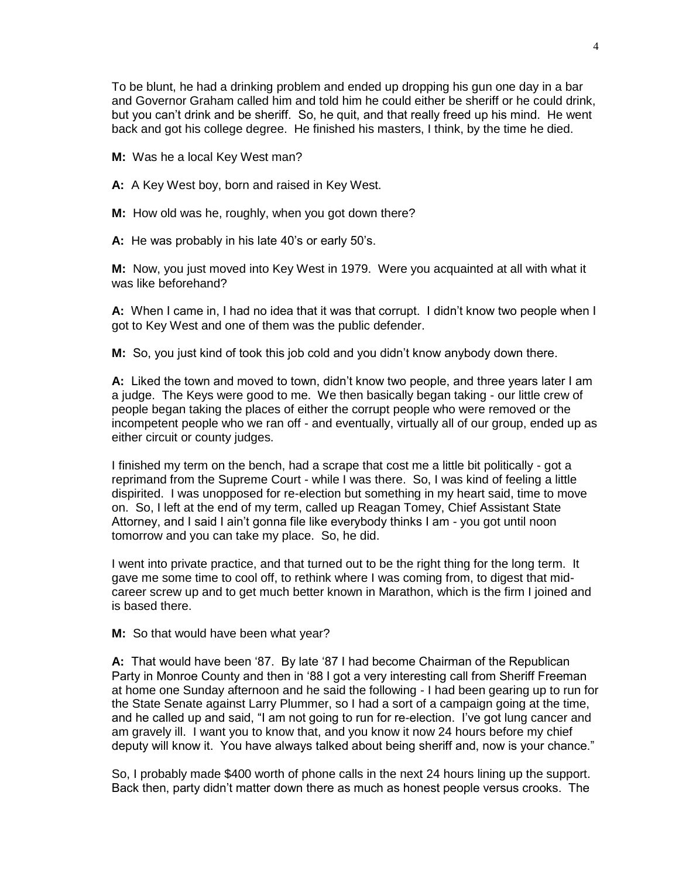To be blunt, he had a drinking problem and ended up dropping his gun one day in a bar and Governor Graham called him and told him he could either be sheriff or he could drink, but you can't drink and be sheriff. So, he quit, and that really freed up his mind. He went back and got his college degree. He finished his masters, I think, by the time he died.

**M:** Was he a local Key West man?

**A:** A Key West boy, born and raised in Key West.

**M:** How old was he, roughly, when you got down there?

**A:** He was probably in his late 40's or early 50's.

**M:** Now, you just moved into Key West in 1979. Were you acquainted at all with what it was like beforehand?

**A:** When I came in, I had no idea that it was that corrupt. I didn't know two people when I got to Key West and one of them was the public defender.

**M:** So, you just kind of took this job cold and you didn't know anybody down there.

**A:** Liked the town and moved to town, didn't know two people, and three years later I am a judge. The Keys were good to me. We then basically began taking - our little crew of people began taking the places of either the corrupt people who were removed or the incompetent people who we ran off - and eventually, virtually all of our group, ended up as either circuit or county judges.

I finished my term on the bench, had a scrape that cost me a little bit politically - got a reprimand from the Supreme Court - while I was there. So, I was kind of feeling a little dispirited. I was unopposed for re-election but something in my heart said, time to move on. So, I left at the end of my term, called up Reagan Tomey, Chief Assistant State Attorney, and I said I ain't gonna file like everybody thinks I am - you got until noon tomorrow and you can take my place. So, he did.

I went into private practice, and that turned out to be the right thing for the long term. It gave me some time to cool off, to rethink where I was coming from, to digest that mid-career screw up and to get much better known in Marathon, which is the firm I joined and is based there.

**M:** So that would have been what year?

**A:** That would have been '87. By late '87 I had become Chairman of the Republican Party in Monroe County and then in '88 I got a very interesting call from Sheriff Freeman at home one Sunday afternoon and he said the following - I had been gearing up to run for the State Senate against Larry Plummer, so I had a sort of a campaign going at the time, and he called up and said, "I am not going to run for re-election. I've got lung cancer and am gravely ill. I want you to know that, and you know it now 24 hours before my chief deputy will know it. You have always talked about being sheriff and, now is your chance."

So, I probably made $400 worth of phone calls in the next 24 hours lining up the support. Back then, party didn't matter down there as much as honest people versus crooks. The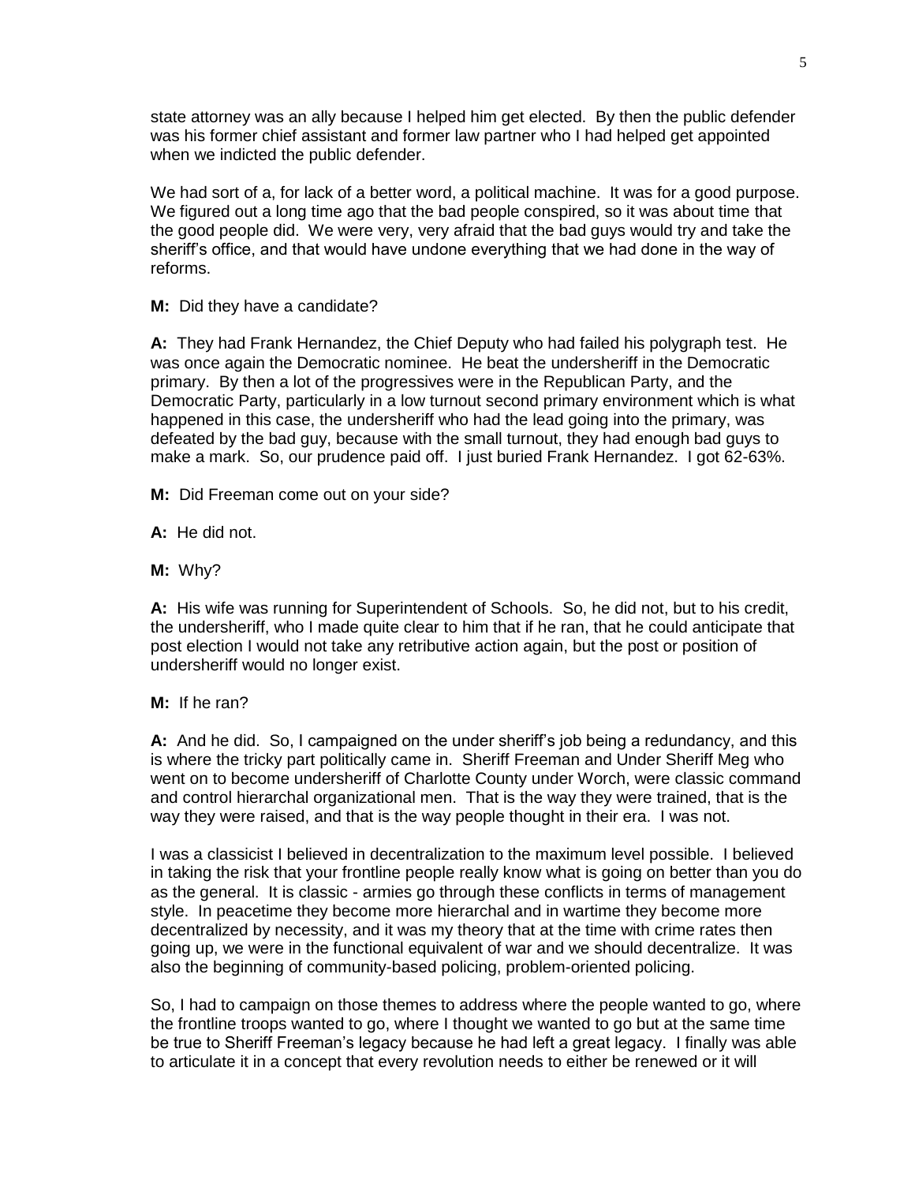state attorney was an ally because I helped him get elected. By then the public defender was his former chief assistant and former law partner who I had helped get appointed when we indicted the public defender.

We had sort of a, for lack of a better word, a political machine. It was for a good purpose. We figured out a long time ago that the bad people conspired, so it was about time that the good people did. We were very, very afraid that the bad guys would try and take the sheriff's office, and that would have undone everything that we had done in the way of reforms.

**M:** Did they have a candidate?

**A:** They had Frank Hernandez, the Chief Deputy who had failed his polygraph test. He was once again the Democratic nominee. He beat the undersheriff in the Democratic primary. By then a lot of the progressives were in the Republican Party, and the Democratic Party, particularly in a low turnout second primary environment which is what happened in this case, the undersheriff who had the lead going into the primary, was defeated by the bad guy, because with the small turnout, they had enough bad guys to make a mark. So, our prudence paid off. I just buried Frank Hernandez. I got 62-63%.

**M:** Did Freeman come out on your side?

**A:** He did not.

**M:** Why?

**A:** His wife was running for Superintendent of Schools. So, he did not, but to his credit, the undersheriff, who I made quite clear to him that if he ran, that he could anticipate that post election I would not take any retributive action again, but the post or position of undersheriff would no longer exist.

**M:** If he ran?

**A:** And he did. So, I campaigned on the under sheriff's job being a redundancy, and this is where the tricky part politically came in. Sheriff Freeman and Under Sheriff Meg who went on to become undersheriff of Charlotte County under Worch, were classic command and control hierarchal organizational men. That is the way they were trained, that is the way they were raised, and that is the way people thought in their era. I was not.

I was a classicist I believed in decentralization to the maximum level possible. I believed in taking the risk that your frontline people really know what is going on better than you do as the general. It is classic - armies go through these conflicts in terms of management style. In peacetime they become more hierarchal and in wartime they become more decentralized by necessity, and it was my theory that at the time with crime rates then going up, we were in the functional equivalent of war and we should decentralize. It was also the beginning of community-based policing, problem-oriented policing.

So, I had to campaign on those themes to address where the people wanted to go, where the frontline troops wanted to go, where I thought we wanted to go but at the same time be true to Sheriff Freeman's legacy because he had left a great legacy. I finally was able to articulate it in a concept that every revolution needs to either be renewed or it will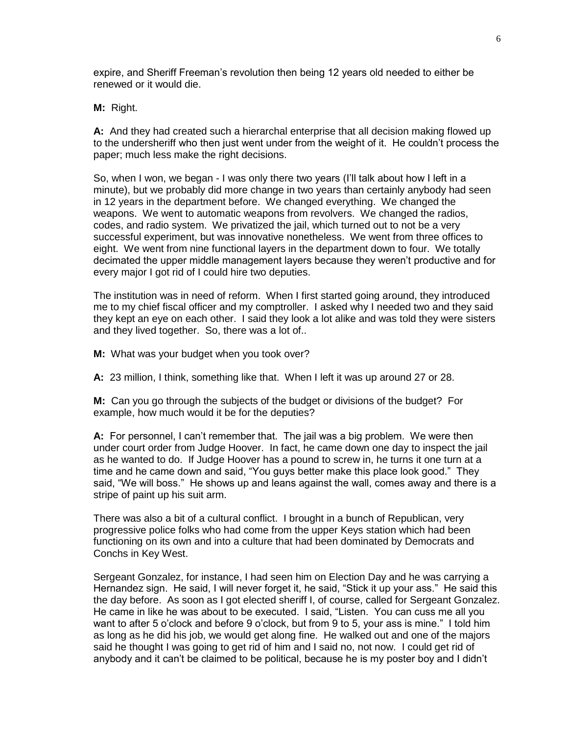expire, and Sheriff Freeman's revolution then being 12 years old needed to either be renewed or it would die.

**M:** Right.

**A:** And they had created such a hierarchal enterprise that all decision making flowed up to the undersheriff who then just went under from the weight of it. He couldn't process the paper; much less make the right decisions.

So, when I won, we began - I was only there two years (I'll talk about how I left in a minute), but we probably did more change in two years than certainly anybody had seen in 12 years in the department before. We changed everything. We changed the weapons. We went to automatic weapons from revolvers. We changed the radios, codes, and radio system. We privatized the jail, which turned out to not be a very successful experiment, but was innovative nonetheless. We went from three offices to eight. We went from nine functional layers in the department down to four. We totally decimated the upper middle management layers because they weren't productive and for every major I got rid of I could hire two deputies.

The institution was in need of reform. When I first started going around, they introduced me to my chief fiscal officer and my comptroller. I asked why I needed two and they said they kept an eye on each other. I said they look a lot alike and was told they were sisters and they lived together. So, there was a lot of..

**M:** What was your budget when you took over?

**A:** 23 million, I think, something like that. When I left it was up around 27 or 28.

**M:** Can you go through the subjects of the budget or divisions of the budget? For example, how much would it be for the deputies?

**A:** For personnel, I can't remember that. The jail was a big problem. We were then under court order from Judge Hoover. In fact, he came down one day to inspect the jail as he wanted to do. If Judge Hoover has a pound to screw in, he turns it one turn at a time and he came down and said, "You guys better make this place look good." They said, "We will boss." He shows up and leans against the wall, comes away and there is a stripe of paint up his suit arm.

There was also a bit of a cultural conflict. I brought in a bunch of Republican, very progressive police folks who had come from the upper Keys station which had been functioning on its own and into a culture that had been dominated by Democrats and Conchs in Key West.

Sergeant Gonzalez, for instance, I had seen him on Election Day and he was carrying a Hernandez sign. He said, I will never forget it, he said, "Stick it up your ass." He said this the day before. As soon as I got elected sheriff I, of course, called for Sergeant Gonzalez. He came in like he was about to be executed. I said, "Listen. You can cuss me all you want to after 5 o'clock and before 9 o'clock, but from 9 to 5, your ass is mine." I told him as long as he did his job, we would get along fine. He walked out and one of the majors said he thought I was going to get rid of him and I said no, not now. I could get rid of anybody and it can't be claimed to be political, because he is my poster boy and I didn't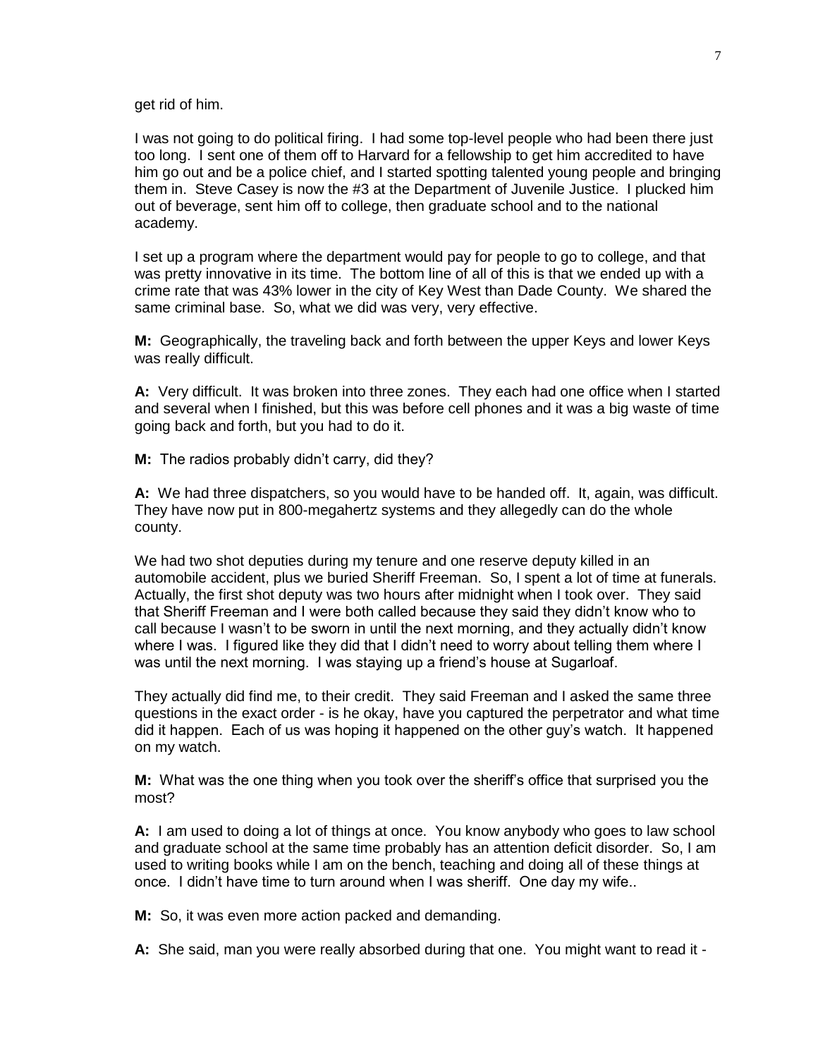get rid of him.

I was not going to do political firing. I had some top-level people who had been there just too long. I sent one of them off to Harvard for a fellowship to get him accredited to have him go out and be a police chief, and I started spotting talented young people and bringing them in. Steve Casey is now the #3 at the Department of Juvenile Justice. I plucked him out of beverage, sent him off to college, then graduate school and to the national academy.

I set up a program where the department would pay for people to go to college, and that was pretty innovative in its time. The bottom line of all of this is that we ended up with a crime rate that was 43% lower in the city of Key West than Dade County. We shared the same criminal base. So, what we did was very, very effective.

**M:** Geographically, the traveling back and forth between the upper Keys and lower Keys was really difficult.

**A:** Very difficult. It was broken into three zones. They each had one office when I started and several when I finished, but this was before cell phones and it was a big waste of time going back and forth, but you had to do it.

**M:** The radios probably didn't carry, did they?

**A:** We had three dispatchers, so you would have to be handed off. It, again, was difficult. They have now put in 800-megahertz systems and they allegedly can do the whole county.

We had two shot deputies during my tenure and one reserve deputy killed in an automobile accident, plus we buried Sheriff Freeman. So, I spent a lot of time at funerals. Actually, the first shot deputy was two hours after midnight when I took over. They said that Sheriff Freeman and I were both called because they said they didn't know who to call because I wasn't to be sworn in until the next morning, and they actually didn't know where I was. I figured like they did that I didn't need to worry about telling them where I was until the next morning. I was staying up a friend's house at Sugarloaf.

They actually did find me, to their credit. They said Freeman and I asked the same three questions in the exact order - is he okay, have you captured the perpetrator and what time did it happen. Each of us was hoping it happened on the other guy's watch. It happened on my watch.

**M:** What was the one thing when you took over the sheriff's office that surprised you the most?

**A:** I am used to doing a lot of things at once. You know anybody who goes to law school and graduate school at the same time probably has an attention deficit disorder. So, I am used to writing books while I am on the bench, teaching and doing all of these things at once. I didn't have time to turn around when I was sheriff. One day my wife..

**M:** So, it was even more action packed and demanding.

**A:** She said, man you were really absorbed during that one. You might want to read it -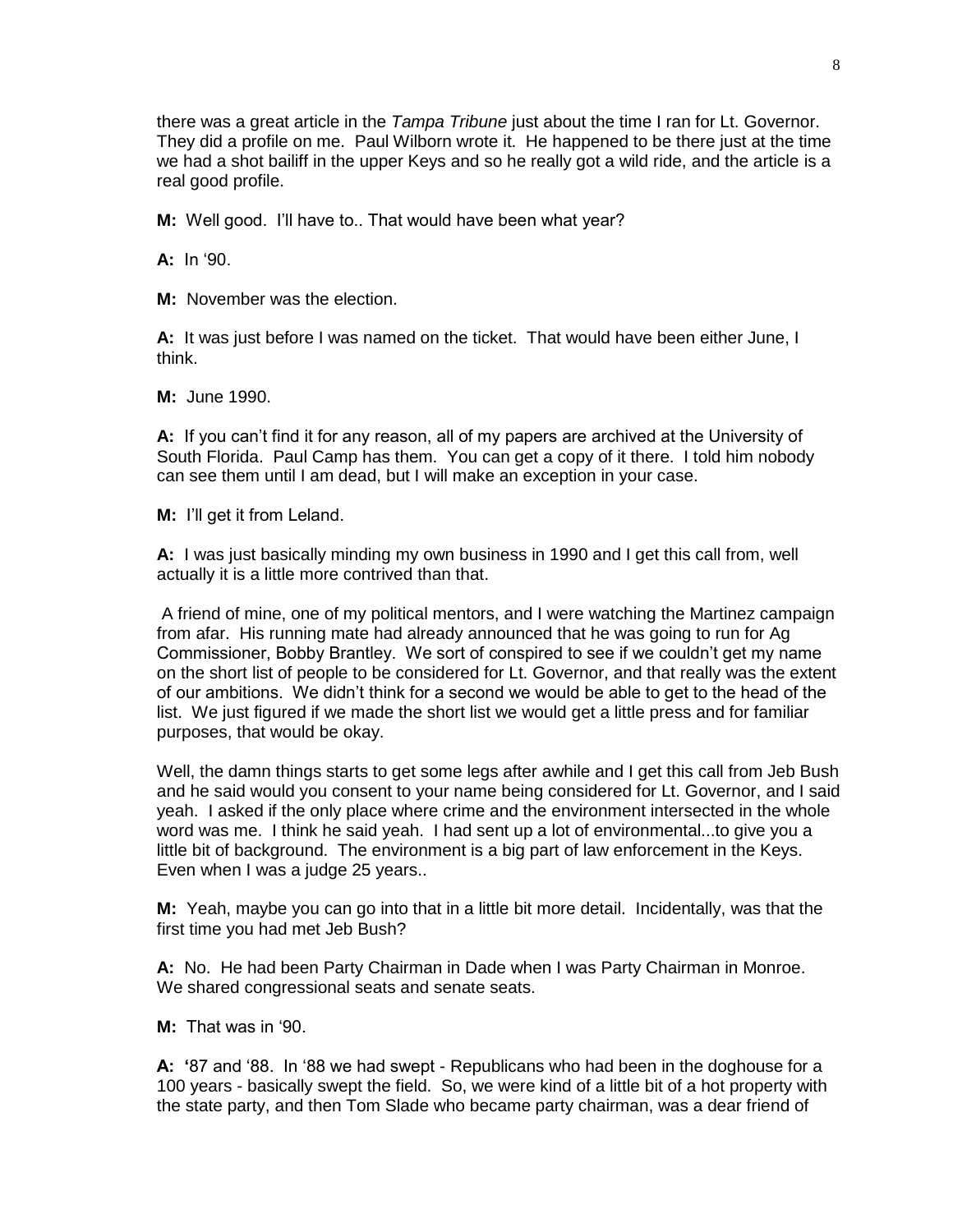there was a great article in the *Tampa Tribune* just about the time I ran for Lt. Governor. They did a profile on me. Paul Wilborn wrote it. He happened to be there just at the time we had a shot bailiff in the upper Keys and so he really got a wild ride, and the article is a real good profile.

**M:** Well good. I'll have to.. That would have been what year?

**A:** In '90.

**M:** November was the election.

**A:** It was just before I was named on the ticket. That would have been either June, I think.

**M:** June 1990.

**A:** If you can't find it for any reason, all of my papers are archived at the University of South Florida. Paul Camp has them. You can get a copy of it there. I told him nobody can see them until I am dead, but I will make an exception in your case.

**M:** I'll get it from Leland.

**A:** I was just basically minding my own business in 1990 and I get this call from, well actually it is a little more contrived than that.

A friend of mine, one of my political mentors, and I were watching the Martinez campaign from afar. His running mate had already announced that he was going to run for Ag Commissioner, Bobby Brantley. We sort of conspired to see if we couldn't get my name on the short list of people to be considered for Lt. Governor, and that really was the extent of our ambitions. We didn't think for a second we would be able to get to the head of the list. We just figured if we made the short list we would get a little press and for familiar purposes, that would be okay.

Well, the damn things starts to get some legs after awhile and I get this call from Jeb Bush and he said would you consent to your name being considered for Lt. Governor, and I said yeah. I asked if the only place where crime and the environment intersected in the whole word was me. I think he said yeah. I had sent up a lot of environmental...to give you a little bit of background. The environment is a big part of law enforcement in the Keys. Even when I was a judge 25 years..

**M:** Yeah, maybe you can go into that in a little bit more detail. Incidentally, was that the first time you had met Jeb Bush?

**A:** No. He had been Party Chairman in Dade when I was Party Chairman in Monroe. We shared congressional seats and senate seats.

**M:** That was in '90.

**A:** '87 and '88. In '88 we had swept - Republicans who had been in the doghouse for a 100 years - basically swept the field. So, we were kind of a little bit of a hot property with the state party, and then Tom Slade who became party chairman, was a dear friend of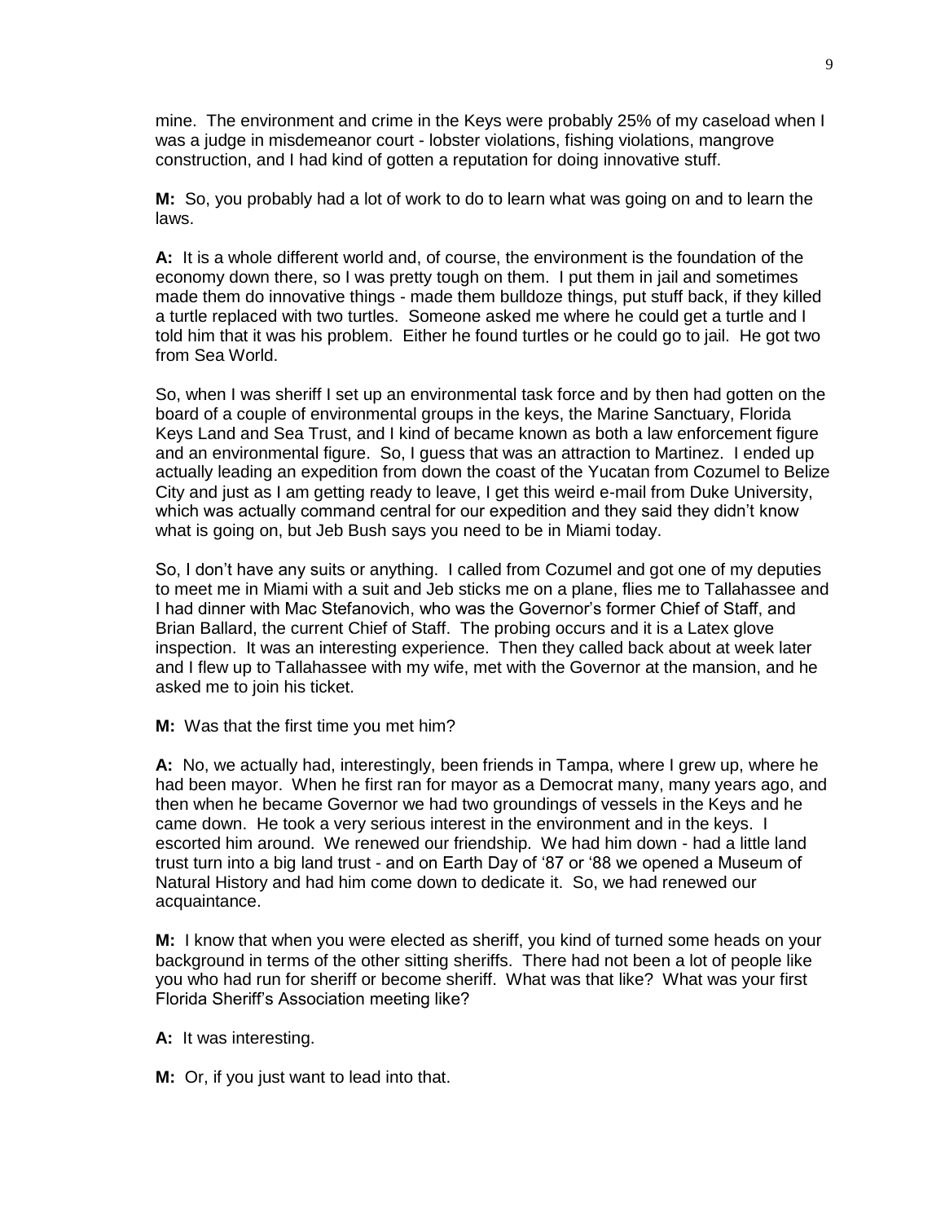mine. The environment and crime in the Keys were probably 25% of my caseload when I was a judge in misdemeanor court - lobster violations, fishing violations, mangrove construction, and I had kind of gotten a reputation for doing innovative stuff.

**M:** So, you probably had a lot of work to do to learn what was going on and to learn the laws.

**A:** It is a whole different world and, of course, the environment is the foundation of the economy down there, so I was pretty tough on them. I put them in jail and sometimes made them do innovative things - made them bulldoze things, put stuff back, if they killed a turtle replaced with two turtles. Someone asked me where he could get a turtle and I told him that it was his problem. Either he found turtles or he could go to jail. He got two from Sea World.

So, when I was sheriff I set up an environmental task force and by then had gotten on the board of a couple of environmental groups in the keys, the Marine Sanctuary, Florida Keys Land and Sea Trust, and I kind of became known as both a law enforcement figure and an environmental figure. So, I guess that was an attraction to Martinez. I ended up actually leading an expedition from down the coast of the Yucatan from Cozumel to Belize City and just as I am getting ready to leave, I get this weird e-mail from Duke University, which was actually command central for our expedition and they said they didn't know what is going on, but Jeb Bush says you need to be in Miami today.

So, I don't have any suits or anything. I called from Cozumel and got one of my deputies to meet me in Miami with a suit and Jeb sticks me on a plane, flies me to Tallahassee and I had dinner with Mac Stefanovich, who was the Governor's former Chief of Staff, and Brian Ballard, the current Chief of Staff. The probing occurs and it is a Latex glove inspection. It was an interesting experience. Then they called back about at week later and I flew up to Tallahassee with my wife, met with the Governor at the mansion, and he asked me to join his ticket.

**M:** Was that the first time you met him?

**A:** No, we actually had, interestingly, been friends in Tampa, where I grew up, where he had been mayor. When he first ran for mayor as a Democrat many, many years ago, and then when he became Governor we had two groundings of vessels in the Keys and he came down. He took a very serious interest in the environment and in the keys. I escorted him around. We renewed our friendship. We had him down - had a little land trust turn into a big land trust - and on Earth Day of '87 or '88 we opened a Museum of Natural History and had him come down to dedicate it. So, we had renewed our acquaintance.

**M:** I know that when you were elected as sheriff, you kind of turned some heads on your background in terms of the other sitting sheriffs. There had not been a lot of people like you who had run for sheriff or become sheriff. What was that like? What was your first Florida Sheriff's Association meeting like?

**A:** It was interesting.

**M:** Or, if you just want to lead into that.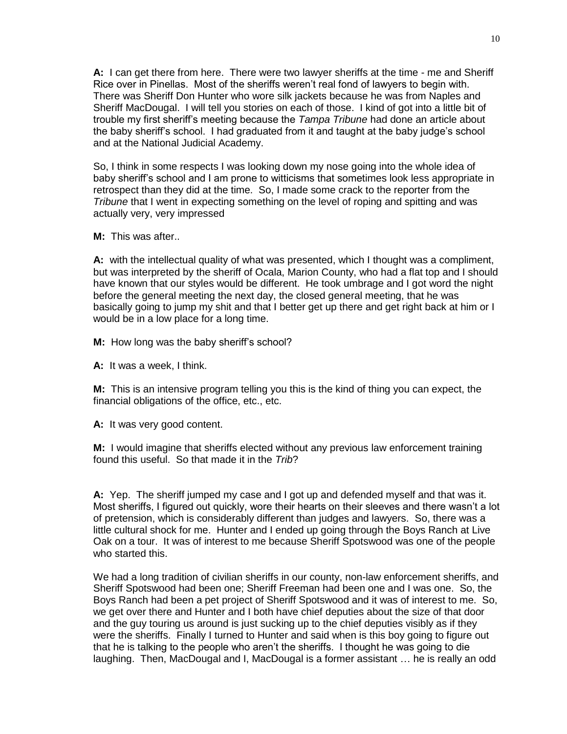**A:** I can get there from here. There were two lawyer sheriffs at the time - me and Sheriff Rice over in Pinellas. Most of the sheriffs weren't real fond of lawyers to begin with. There was Sheriff Don Hunter who wore silk jackets because he was from Naples and Sheriff MacDougal. I will tell you stories on each of those. I kind of got into a little bit of trouble my first sheriff's meeting because the *Tampa Tribune* had done an article about the baby sheriff's school. I had graduated from it and taught at the baby judge's school and at the National Judicial Academy.

So, I think in some respects I was looking down my nose going into the whole idea of baby sheriff's school and I am prone to witticisms that sometimes look less appropriate in retrospect than they did at the time. So, I made some crack to the reporter from the *Tribune* that I went in expecting something on the level of roping and spitting and was actually very, very impressed

**M:** This was after..

**A:** with the intellectual quality of what was presented, which I thought was a compliment, but was interpreted by the sheriff of Ocala, Marion County, who had a flat top and I should have known that our styles would be different. He took umbrage and I got word the night before the general meeting the next day, the closed general meeting, that he was basically going to jump my shit and that I better get up there and get right back at him or I would be in a low place for a long time.

**M:** How long was the baby sheriff's school?

**A:** It was a week, I think.

**M:** This is an intensive program telling you this is the kind of thing you can expect, the financial obligations of the office, etc., etc.

**A:** It was very good content.

**M:** I would imagine that sheriffs elected without any previous law enforcement training found this useful. So that made it in the *Trib*?

**A:** Yep. The sheriff jumped my case and I got up and defended myself and that was it. Most sheriffs, I figured out quickly, wore their hearts on their sleeves and there wasn't a lot of pretension, which is considerably different than judges and lawyers. So, there was a little cultural shock for me. Hunter and I ended up going through the Boys Ranch at Live Oak on a tour. It was of interest to me because Sheriff Spotswood was one of the people who started this.

We had a long tradition of civilian sheriffs in our county, non-law enforcement sheriffs, and Sheriff Spotswood had been one; Sheriff Freeman had been one and I was one. So, the Boys Ranch had been a pet project of Sheriff Spotswood and it was of interest to me. So, we get over there and Hunter and I both have chief deputies about the size of that door and the guy touring us around is just sucking up to the chief deputies visibly as if they were the sheriffs. Finally I turned to Hunter and said when is this boy going to figure out that he is talking to the people who aren't the sheriffs. I thought he was going to die laughing. Then, MacDougal and I, MacDougal is a former assistant … he is really an odd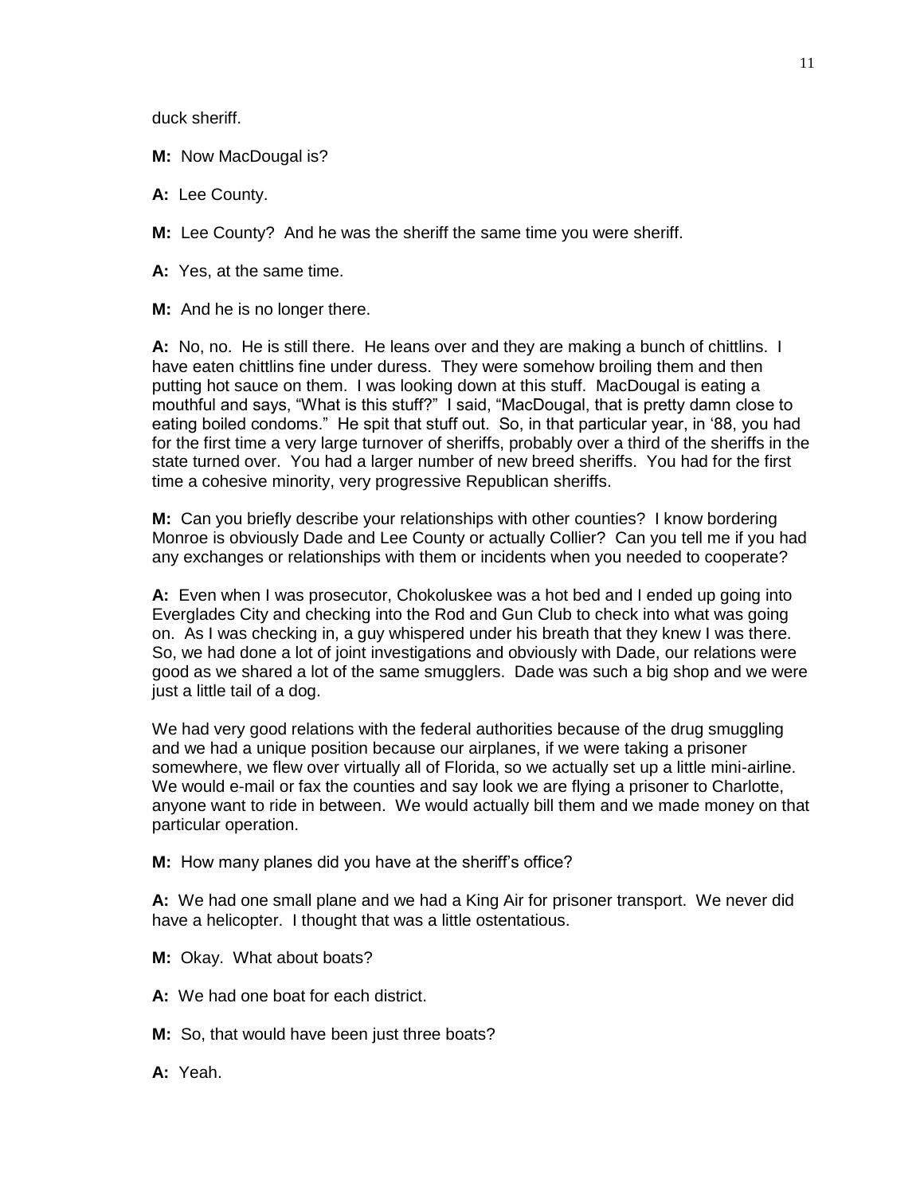duck sheriff.

**M:** Now MacDougal is?

**A:** Lee County.

**M:** Lee County? And he was the sheriff the same time you were sheriff.

**A:** Yes, at the same time.

**M:** And he is no longer there.

**A:** No, no. He is still there. He leans over and they are making a bunch of chittlins. I have eaten chittlins fine under duress. They were somehow broiling them and then putting hot sauce on them. I was looking down at this stuff. MacDougal is eating a mouthful and says, "What is this stuff?" I said, "MacDougal, that is pretty damn close to eating boiled condoms." He spit that stuff out. So, in that particular year, in '88, you had for the first time a very large turnover of sheriffs, probably over a third of the sheriffs in the state turned over. You had a larger number of new breed sheriffs. You had for the first time a cohesive minority, very progressive Republican sheriffs.

**M:** Can you briefly describe your relationships with other counties? I know bordering Monroe is obviously Dade and Lee County or actually Collier? Can you tell me if you had any exchanges or relationships with them or incidents when you needed to cooperate?

**A:** Even when I was prosecutor, Chokoluskee was a hot bed and I ended up going into Everglades City and checking into the Rod and Gun Club to check into what was going on. As I was checking in, a guy whispered under his breath that they knew I was there. So, we had done a lot of joint investigations and obviously with Dade, our relations were good as we shared a lot of the same smugglers. Dade was such a big shop and we were just a little tail of a dog.

We had very good relations with the federal authorities because of the drug smuggling and we had a unique position because our airplanes, if we were taking a prisoner somewhere, we flew over virtually all of Florida, so we actually set up a little mini-airline. We would e-mail or fax the counties and say look we are flying a prisoner to Charlotte, anyone want to ride in between. We would actually bill them and we made money on that particular operation.

**M:** How many planes did you have at the sheriff's office?

**A:** We had one small plane and we had a King Air for prisoner transport. We never did have a helicopter. I thought that was a little ostentatious.

**M:** Okay. What about boats?

**A:** We had one boat for each district.

**M:** So, that would have been just three boats?

**A:** Yeah.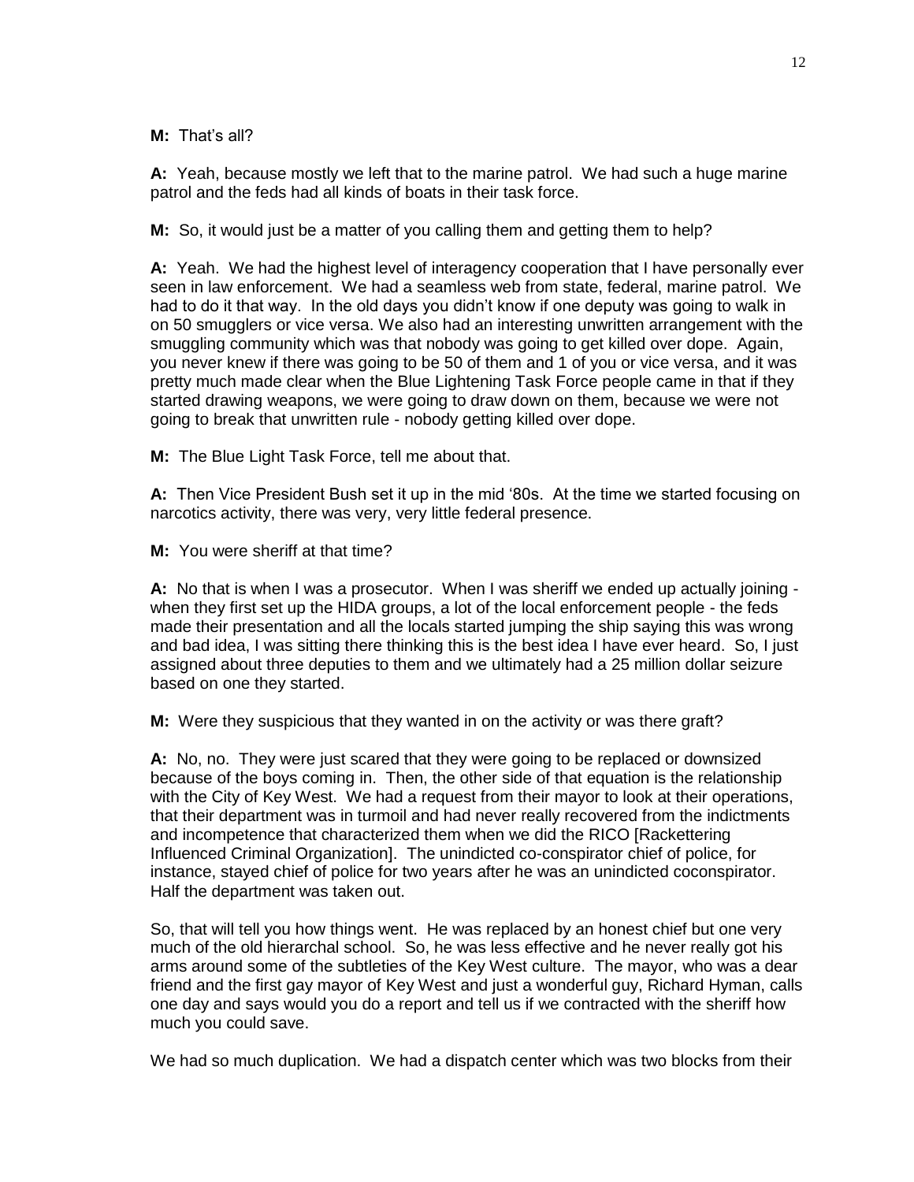**M:** That's all?

**A:** Yeah, because mostly we left that to the marine patrol. We had such a huge marine patrol and the feds had all kinds of boats in their task force.

**M:** So, it would just be a matter of you calling them and getting them to help?

**A:** Yeah. We had the highest level of interagency cooperation that I have personally ever seen in law enforcement. We had a seamless web from state, federal, marine patrol. We had to do it that way. In the old days you didn't know if one deputy was going to walk in on 50 smugglers or vice versa. We also had an interesting unwritten arrangement with the smuggling community which was that nobody was going to get killed over dope. Again, you never knew if there was going to be 50 of them and 1 of you or vice versa, and it was pretty much made clear when the Blue Lightening Task Force people came in that if they started drawing weapons, we were going to draw down on them, because we were not going to break that unwritten rule - nobody getting killed over dope.

**M:** The Blue Light Task Force, tell me about that.

**A:** Then Vice President Bush set it up in the mid '80s. At the time we started focusing on narcotics activity, there was very, very little federal presence.

**M:** You were sheriff at that time?

**A:** No that is when I was a prosecutor. When I was sheriff we ended up actually joining - when they first set up the HIDA groups, a lot of the local enforcement people - the feds made their presentation and all the locals started jumping the ship saying this was wrong and bad idea, I was sitting there thinking this is the best idea I have ever heard. So, I just assigned about three deputies to them and we ultimately had a 25 million dollar seizure based on one they started.

**M:** Were they suspicious that they wanted in on the activity or was there graft?

**A:** No, no. They were just scared that they were going to be replaced or downsized because of the boys coming in. Then, the other side of that equation is the relationship with the City of Key West. We had a request from their mayor to look at their operations, that their department was in turmoil and had never really recovered from the indictments and incompetence that characterized them when we did the RICO [Rackettering Influenced Criminal Organization]. The unindicted co-conspirator chief of police, for instance, stayed chief of police for two years after he was an unindicted coconspirator. Half the department was taken out.

So, that will tell you how things went. He was replaced by an honest chief but one very much of the old hierarchal school. So, he was less effective and he never really got his arms around some of the subtleties of the Key West culture. The mayor, who was a dear friend and the first gay mayor of Key West and just a wonderful guy, Richard Hyman, calls one day and says would you do a report and tell us if we contracted with the sheriff how much you could save.

We had so much duplication. We had a dispatch center which was two blocks from their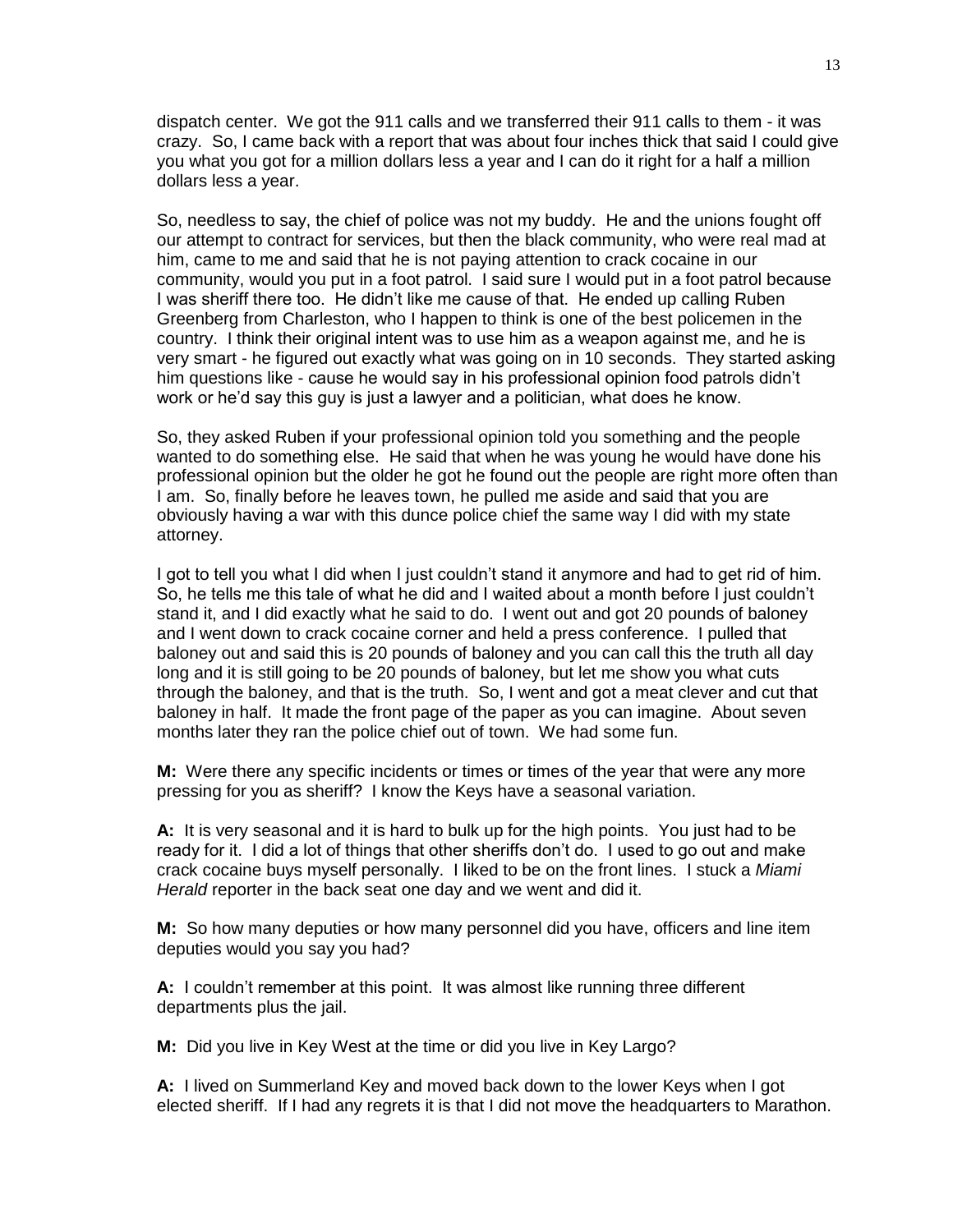dispatch center. We got the 911 calls and we transferred their 911 calls to them - it was crazy. So, I came back with a report that was about four inches thick that said I could give you what you got for a million dollars less a year and I can do it right for a half a million dollars less a year.

So, needless to say, the chief of police was not my buddy. He and the unions fought off our attempt to contract for services, but then the black community, who were real mad at him, came to me and said that he is not paying attention to crack cocaine in our community, would you put in a foot patrol. I said sure I would put in a foot patrol because I was sheriff there too. He didn't like me cause of that. He ended up calling Ruben Greenberg from Charleston, who I happen to think is one of the best policemen in the country. I think their original intent was to use him as a weapon against me, and he is very smart - he figured out exactly what was going on in 10 seconds. They started asking him questions like - cause he would say in his professional opinion food patrols didn't work or he'd say this guy is just a lawyer and a politician, what does he know.

So, they asked Ruben if your professional opinion told you something and the people wanted to do something else. He said that when he was young he would have done his professional opinion but the older he got he found out the people are right more often than I am. So, finally before he leaves town, he pulled me aside and said that you are obviously having a war with this dunce police chief the same way I did with my state attorney.

I got to tell you what I did when I just couldn't stand it anymore and had to get rid of him. So, he tells me this tale of what he did and I waited about a month before I just couldn't stand it, and I did exactly what he said to do. I went out and got 20 pounds of baloney and I went down to crack cocaine corner and held a press conference. I pulled that baloney out and said this is 20 pounds of baloney and you can call this the truth all day long and it is still going to be 20 pounds of baloney, but let me show you what cuts through the baloney, and that is the truth. So, I went and got a meat clever and cut that baloney in half. It made the front page of the paper as you can imagine. About seven months later they ran the police chief out of town. We had some fun.

**M:** Were there any specific incidents or times or times of the year that were any more pressing for you as sheriff? I know the Keys have a seasonal variation.

**A:** It is very seasonal and it is hard to bulk up for the high points. You just had to be ready for it. I did a lot of things that other sheriffs don't do. I used to go out and make crack cocaine buys myself personally. I liked to be on the front lines. I stuck a *Miami Herald* reporter in the back seat one day and we went and did it.

**M:** So how many deputies or how many personnel did you have, officers and line item deputies would you say you had?

**A:** I couldn't remember at this point. It was almost like running three different departments plus the jail.

**M:** Did you live in Key West at the time or did you live in Key Largo?

**A:** I lived on Summerland Key and moved back down to the lower Keys when I got elected sheriff. If I had any regrets it is that I did not move the headquarters to Marathon.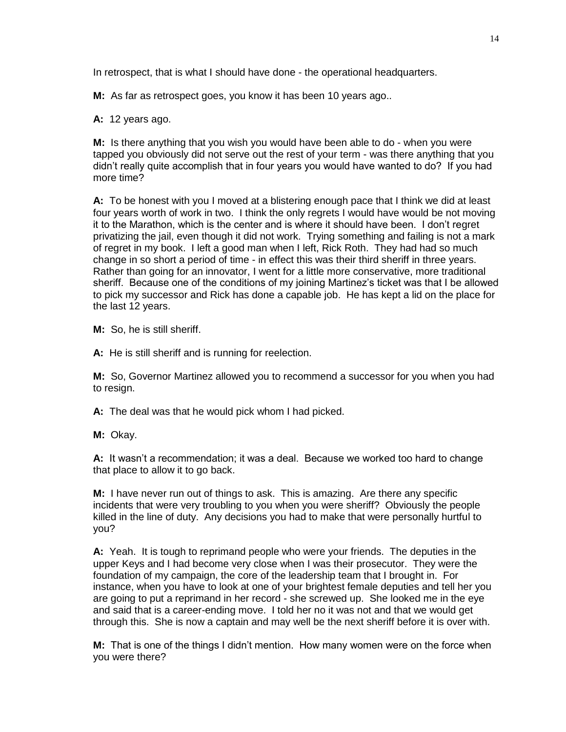In retrospect, that is what I should have done - the operational headquarters.

**M:** As far as retrospect goes, you know it has been 10 years ago..

**A:** 12 years ago.

**M:** Is there anything that you wish you would have been able to do - when you were tapped you obviously did not serve out the rest of your term - was there anything that you didn't really quite accomplish that in four years you would have wanted to do? If you had more time?

**A:** To be honest with you I moved at a blistering enough pace that I think we did at least four years worth of work in two. I think the only regrets I would have would be not moving it to the Marathon, which is the center and is where it should have been. I don't regret privatizing the jail, even though it did not work. Trying something and failing is not a mark of regret in my book. I left a good man when I left, Rick Roth. They had had so much change in so short a period of time - in effect this was their third sheriff in three years. Rather than going for an innovator, I went for a little more conservative, more traditional sheriff. Because one of the conditions of my joining Martinez's ticket was that I be allowed to pick my successor and Rick has done a capable job. He has kept a lid on the place for the last 12 years.

**M:** So, he is still sheriff.

**A:** He is still sheriff and is running for reelection.

**M:** So, Governor Martinez allowed you to recommend a successor for you when you had to resign.

**A:** The deal was that he would pick whom I had picked.

**M:** Okay.

**A:** It wasn't a recommendation; it was a deal. Because we worked too hard to change that place to allow it to go back.

**M:** I have never run out of things to ask. This is amazing. Are there any specific incidents that were very troubling to you when you were sheriff? Obviously the people killed in the line of duty. Any decisions you had to make that were personally hurtful to you?

**A:** Yeah. It is tough to reprimand people who were your friends. The deputies in the upper Keys and I had become very close when I was their prosecutor. They were the foundation of my campaign, the core of the leadership team that I brought in. For instance, when you have to look at one of your brightest female deputies and tell her you are going to put a reprimand in her record - she screwed up. She looked me in the eye and said that is a career-ending move. I told her no it was not and that we would get through this. She is now a captain and may well be the next sheriff before it is over with.

**M:** That is one of the things I didn't mention. How many women were on the force when you were there?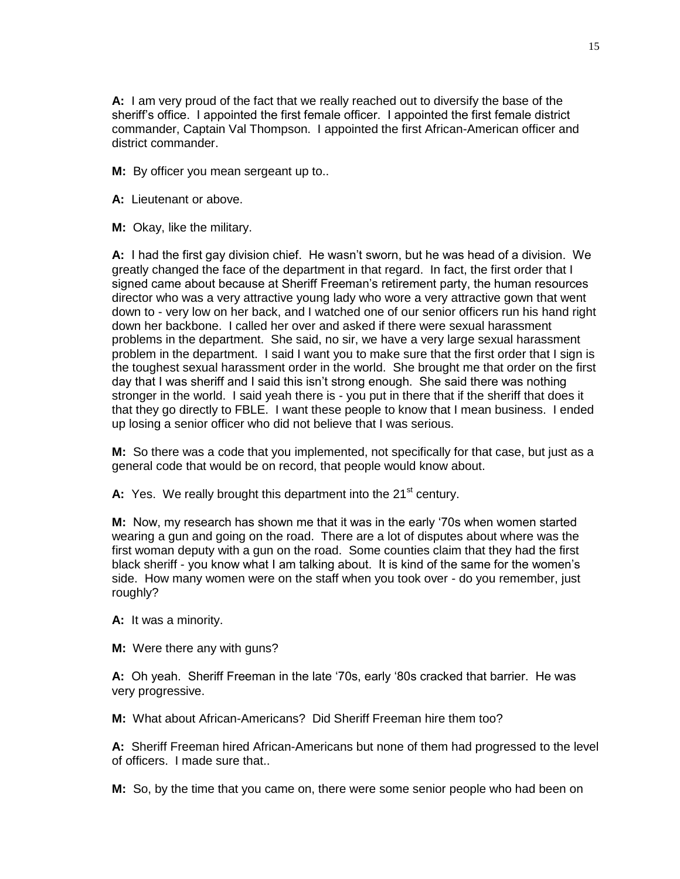**A:** I am very proud of the fact that we really reached out to diversify the base of the sheriff's office. I appointed the first female officer. I appointed the first female district commander, Captain Val Thompson. I appointed the first African-American officer and district commander.

**M:** By officer you mean sergeant up to..

**A:** Lieutenant or above.

**M:** Okay, like the military.

**A:** I had the first gay division chief. He wasn't sworn, but he was head of a division. We greatly changed the face of the department in that regard. In fact, the first order that I signed came about because at Sheriff Freeman's retirement party, the human resources director who was a very attractive young lady who wore a very attractive gown that went down to - very low on her back, and I watched one of our senior officers run his hand right down her backbone. I called her over and asked if there were sexual harassment problems in the department. She said, no sir, we have a very large sexual harassment problem in the department. I said I want you to make sure that the first order that I sign is the toughest sexual harassment order in the world. She brought me that order on the first day that I was sheriff and I said this isn't strong enough. She said there was nothing stronger in the world. I said yeah there is - you put in there that if the sheriff that does it that they go directly to FBLE. I want these people to know that I mean business. I ended up losing a senior officer who did not believe that I was serious.

**M:** So there was a code that you implemented, not specifically for that case, but just as a general code that would be on record, that people would know about.

**A:** Yes. We really brought this department into the 21st century.

**M:** Now, my research has shown me that it was in the early '70s when women started wearing a gun and going on the road. There are a lot of disputes about where was the first woman deputy with a gun on the road. Some counties claim that they had the first black sheriff - you know what I am talking about. It is kind of the same for the women's side. How many women were on the staff when you took over - do you remember, just roughly?

**A:** It was a minority.

**M:** Were there any with guns?

**A:** Oh yeah. Sheriff Freeman in the late '70s, early '80s cracked that barrier. He was very progressive.

**M:** What about African-Americans? Did Sheriff Freeman hire them too?

**A:** Sheriff Freeman hired African-Americans but none of them had progressed to the level of officers. I made sure that..

**M:** So, by the time that you came on, there were some senior people who had been on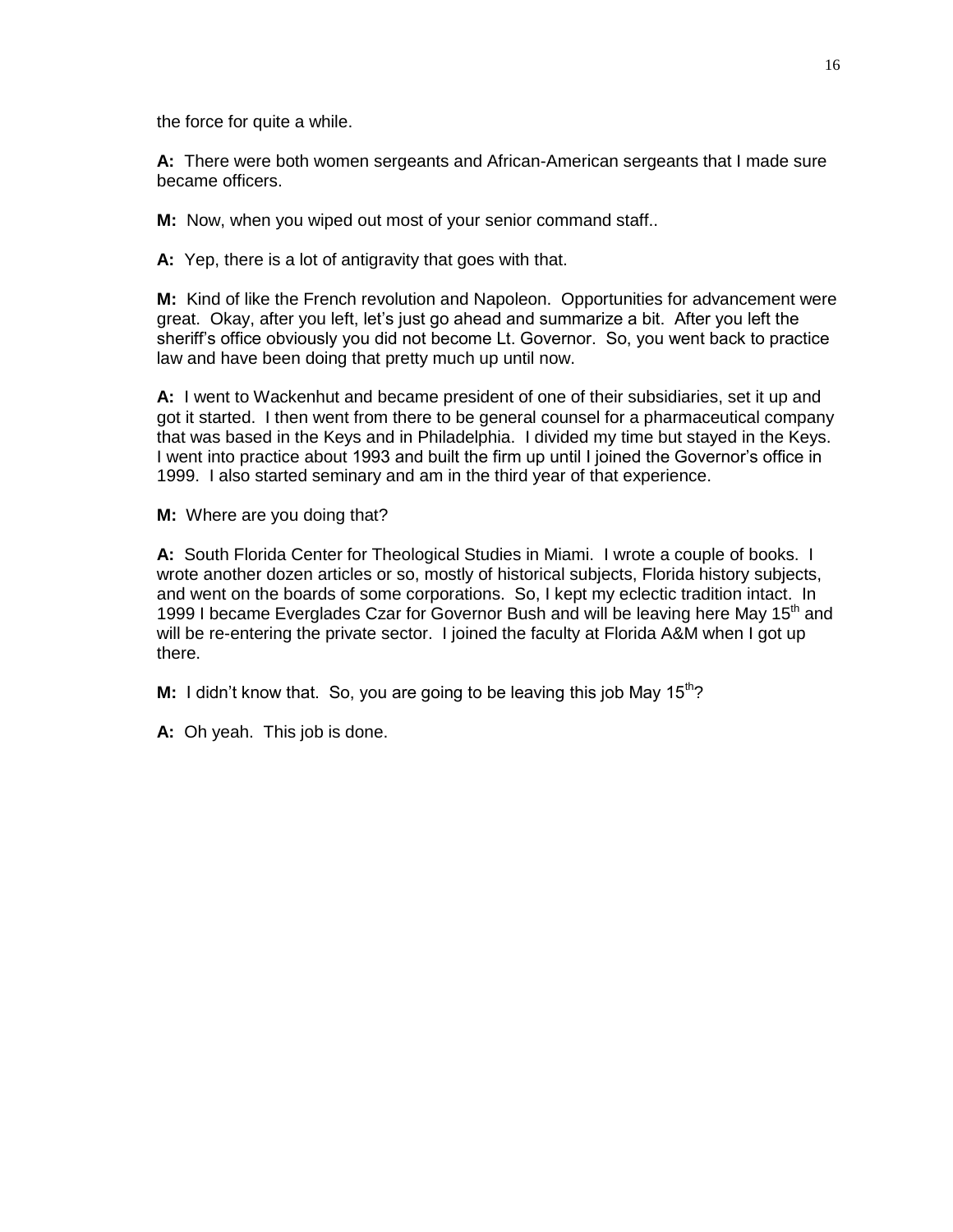the force for quite a while.

**A:** There were both women sergeants and African-American sergeants that I made sure became officers.

**M:** Now, when you wiped out most of your senior command staff..

**A:** Yep, there is a lot of antigravity that goes with that.

**M:** Kind of like the French revolution and Napoleon. Opportunities for advancement were great. Okay, after you left, let's just go ahead and summarize a bit. After you left the sheriff's office obviously you did not become Lt. Governor. So, you went back to practice law and have been doing that pretty much up until now.

**A:** I went to Wackenhut and became president of one of their subsidiaries, set it up and got it started. I then went from there to be general counsel for a pharmaceutical company that was based in the Keys and in Philadelphia. I divided my time but stayed in the Keys. I went into practice about 1993 and built the firm up until I joined the Governor's office in 1999. I also started seminary and am in the third year of that experience.

**M:** Where are you doing that?

**A:** South Florida Center for Theological Studies in Miami. I wrote a couple of books. I wrote another dozen articles or so, mostly of historical subjects, Florida history subjects, and went on the boards of some corporations. So, I kept my eclectic tradition intact. In 1999 I became Everglades Czar for Governor Bush and will be leaving here May 15th and will be re-entering the private sector. I joined the faculty at Florida A&M when I got up there.

**M:** I didn't know that. So, you are going to be leaving this job May 15th?

**A:** Oh yeah. This job is done.